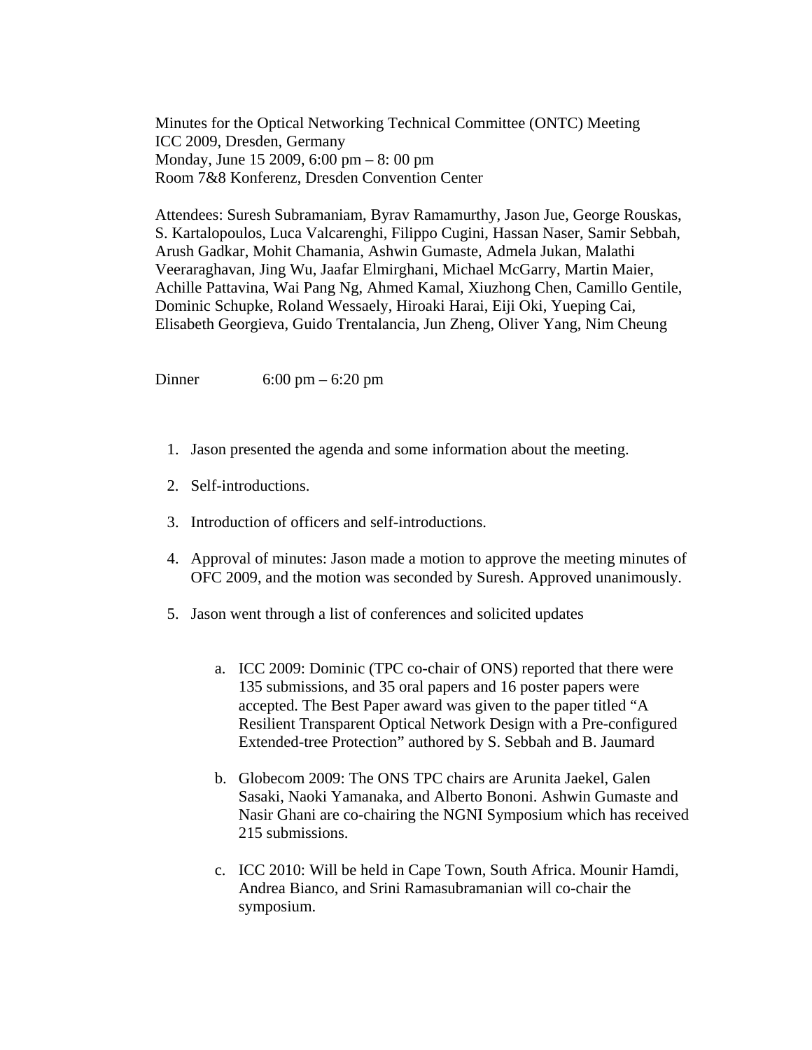Minutes for the Optical Networking Technical Committee (ONTC) Meeting
ICC 2009, Dresden, Germany
Monday, June 15 2009, 6:00 pm – 8: 00 pm
Room 7&8 Konferenz, Dresden Convention Center

Attendees: Suresh Subramaniam, Byrav Ramamurthy, Jason Jue, George Rouskas, S. Kartalopoulos, Luca Valcarenghi, Filippo Cugini, Hassan Naser, Samir Sebbah, Arush Gadkar, Mohit Chamania, Ashwin Gumaste, Admela Jukan, Malathi Veeraraghavan, Jing Wu, Jaafar Elmirghani, Michael McGarry, Martin Maier, Achille Pattavina, Wai Pang Ng, Ahmed Kamal, Xiuzhong Chen, Camillo Gentile, Dominic Schupke, Roland Wessaely, Hiroaki Harai, Eiji Oki, Yueping Cai, Elisabeth Georgieva, Guido Trentalancia, Jun Zheng, Oliver Yang, Nim Cheung

Dinner 6:00 pm – 6:20 pm

1. Jason presented the agenda and some information about the meeting.

2. Self-introductions.

3. Introduction of officers and self-introductions.

4. Approval of minutes: Jason made a motion to approve the meeting minutes of OFC 2009, and the motion was seconded by Suresh. Approved unanimously.

5. Jason went through a list of conferences and solicited updates

    a. ICC 2009: Dominic (TPC co-chair of ONS) reported that there were 135 submissions, and 35 oral papers and 16 poster papers were accepted. The Best Paper award was given to the paper titled "A Resilient Transparent Optical Network Design with a Pre-configured Extended-tree Protection" authored by S. Sebbah and B. Jaumard

    b. Globecom 2009: The ONS TPC chairs are Arunita Jaekel, Galen Sasaki, Naoki Yamanaka, and Alberto Bononi. Ashwin Gumaste and Nasir Ghani are co-chairing the NGNI Symposium which has received 215 submissions.

    c. ICC 2010: Will be held in Cape Town, South Africa. Mounir Hamdi, Andrea Bianco, and Srini Ramasubramanian will co-chair the symposium.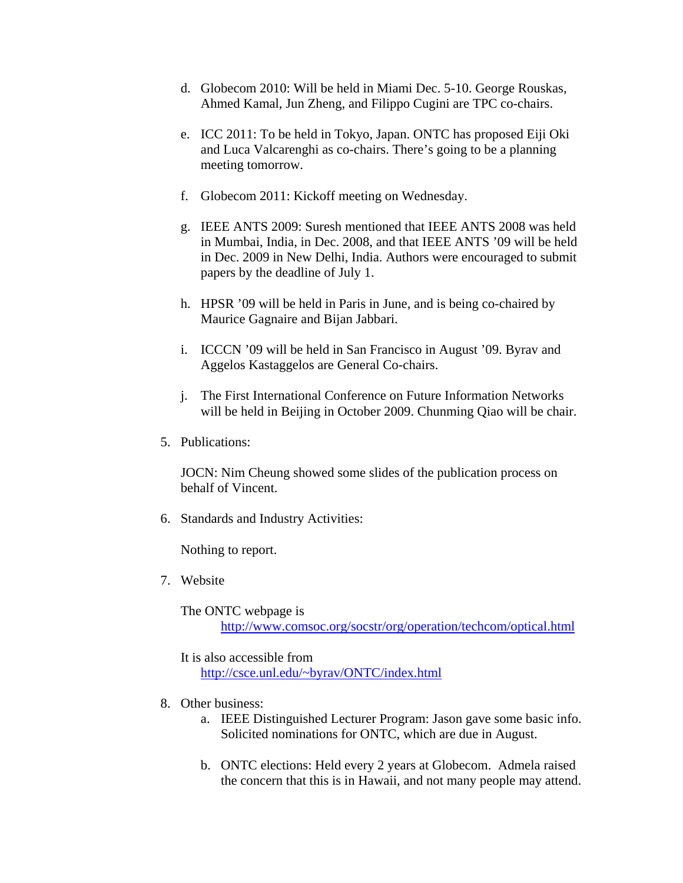d. Globecom 2010: Will be held in Miami Dec. 5-10. George Rouskas, Ahmed Kamal, Jun Zheng, and Filippo Cugini are TPC co-chairs.

e. ICC 2011: To be held in Tokyo, Japan. ONTC has proposed Eiji Oki and Luca Valcarenghi as co-chairs. There's going to be a planning meeting tomorrow.

f. Globecom 2011: Kickoff meeting on Wednesday.

g. IEEE ANTS 2009: Suresh mentioned that IEEE ANTS 2008 was held in Mumbai, India, in Dec. 2008, and that IEEE ANTS '09 will be held in Dec. 2009 in New Delhi, India. Authors were encouraged to submit papers by the deadline of July 1.

h. HPSR '09 will be held in Paris in June, and is being co-chaired by Maurice Gagnaire and Bijan Jabbari.

i. ICCCN '09 will be held in San Francisco in August '09. Byrav and Aggelos Kastaggelos are General Co-chairs.

j. The First International Conference on Future Information Networks will be held in Beijing in October 2009. Chunming Qiao will be chair.

5. Publications:

   JOCN: Nim Cheung showed some slides of the publication process on behalf of Vincent.

6. Standards and Industry Activities:

   Nothing to report.

7. Website

   The ONTC webpage is
   http://www.comsoc.org/socstr/org/operation/techcom/optical.html

   It is also accessible from
   http://csce.unl.edu/~byrav/ONTC/index.html

8. Other business:

   a. IEEE Distinguished Lecturer Program: Jason gave some basic info. Solicited nominations for ONTC, which are due in August.

   b. ONTC elections: Held every 2 years at Globecom. Admela raised the concern that this is in Hawaii, and not many people may attend.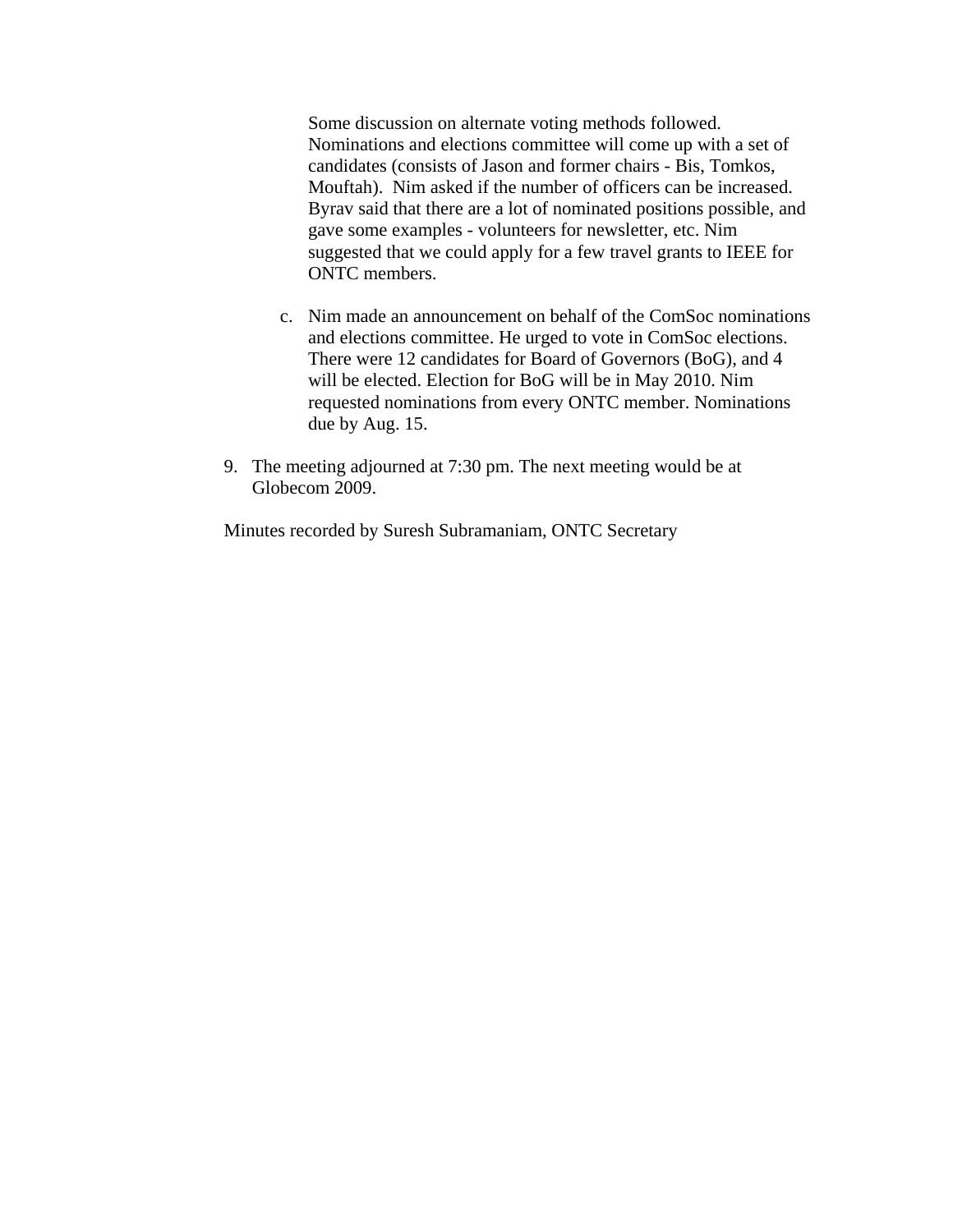Some discussion on alternate voting methods followed. Nominations and elections committee will come up with a set of candidates (consists of Jason and former chairs - Bis, Tomkos, Mouftah). Nim asked if the number of officers can be increased. Byrav said that there are a lot of nominated positions possible, and gave some examples - volunteers for newsletter, etc. Nim suggested that we could apply for a few travel grants to IEEE for ONTC members.

c. Nim made an announcement on behalf of the ComSoc nominations and elections committee. He urged to vote in ComSoc elections. There were 12 candidates for Board of Governors (BoG), and 4 will be elected. Election for BoG will be in May 2010. Nim requested nominations from every ONTC member. Nominations due by Aug. 15.

9. The meeting adjourned at 7:30 pm. The next meeting would be at Globecom 2009.

Minutes recorded by Suresh Subramaniam, ONTC Secretary